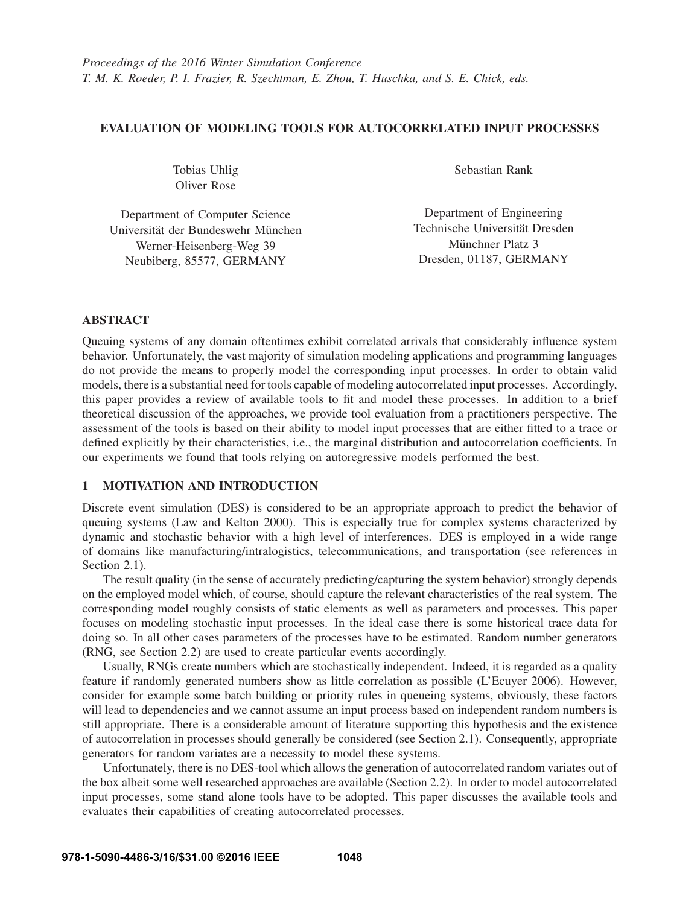*Proceedings of the 2016 Winter Simulation Conference*
*T. M. K. Roeder, P. I. Frazier, R. Szechtman, E. Zhou, T. Huschka, and S. E. Chick, eds.*

# EVALUATION OF MODELING TOOLS FOR AUTOCORRELATED INPUT PROCESSES

Tobias Uhlig
Oliver Rose

Department of Computer Science
Universität der Bundeswehr München
Werner-Heisenberg-Weg 39
Neubiberg, 85577, GERMANY

Sebastian Rank

Department of Engineering
Technische Universität Dresden
Münchner Platz 3
Dresden, 01187, GERMANY

## ABSTRACT

Queuing systems of any domain oftentimes exhibit correlated arrivals that considerably influence system behavior. Unfortunately, the vast majority of simulation modeling applications and programming languages do not provide the means to properly model the corresponding input processes. In order to obtain valid models, there is a substantial need for tools capable of modeling autocorrelated input processes. Accordingly, this paper provides a review of available tools to fit and model these processes. In addition to a brief theoretical discussion of the approaches, we provide tool evaluation from a practitioners perspective. The assessment of the tools is based on their ability to model input processes that are either fitted to a trace or defined explicitly by their characteristics, i.e., the marginal distribution and autocorrelation coefficients. In our experiments we found that tools relying on autoregressive models performed the best.

## 1 MOTIVATION AND INTRODUCTION

Discrete event simulation (DES) is considered to be an appropriate approach to predict the behavior of queuing systems (Law and Kelton 2000). This is especially true for complex systems characterized by dynamic and stochastic behavior with a high level of interferences. DES is employed in a wide range of domains like manufacturing/intralogistics, telecommunications, and transportation (see references in Section 2.1).

The result quality (in the sense of accurately predicting/capturing the system behavior) strongly depends on the employed model which, of course, should capture the relevant characteristics of the real system. The corresponding model roughly consists of static elements as well as parameters and processes. This paper focuses on modeling stochastic input processes. In the ideal case there is some historical trace data for doing so. In all other cases parameters of the processes have to be estimated. Random number generators (RNG, see Section 2.2) are used to create particular events accordingly.

Usually, RNGs create numbers which are stochastically independent. Indeed, it is regarded as a quality feature if randomly generated numbers show as little correlation as possible (L'Ecuyer 2006). However, consider for example some batch building or priority rules in queueing systems, obviously, these factors will lead to dependencies and we cannot assume an input process based on independent random numbers is still appropriate. There is a considerable amount of literature supporting this hypothesis and the existence of autocorrelation in processes should generally be considered (see Section 2.1). Consequently, appropriate generators for random variates are a necessity to model these systems.

Unfortunately, there is no DES-tool which allows the generation of autocorrelated random variates out of the box albeit some well researched approaches are available (Section 2.2). In order to model autocorrelated input processes, some stand alone tools have to be adopted. This paper discusses the available tools and evaluates their capabilities of creating autocorrelated processes.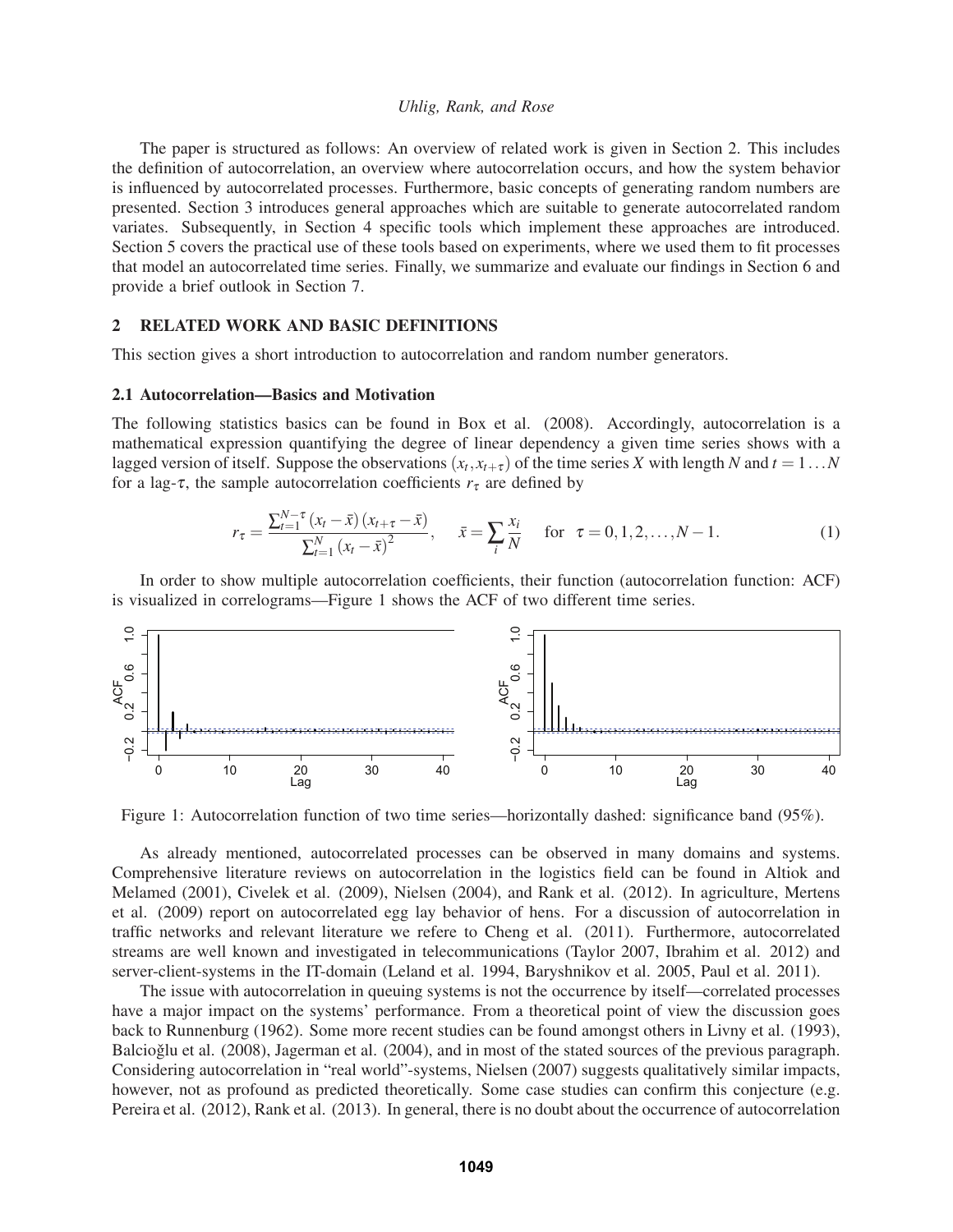The paper is structured as follows: An overview of related work is given in Section 2. This includes the definition of autocorrelation, an overview where autocorrelation occurs, and how the system behavior is influenced by autocorrelated processes. Furthermore, basic concepts of generating random numbers are presented. Section 3 introduces general approaches which are suitable to generate autocorrelated random variates. Subsequently, in Section 4 specific tools which implement these approaches are introduced. Section 5 covers the practical use of these tools based on experiments, where we used them to fit processes that model an autocorrelated time series. Finally, we summarize and evaluate our findings in Section 6 and provide a brief outlook in Section 7.

## 2 RELATED WORK AND BASIC DEFINITIONS

This section gives a short introduction to autocorrelation and random number generators.

### 2.1 Autocorrelation—Basics and Motivation

The following statistics basics can be found in Box et al. (2008). Accordingly, autocorrelation is a mathematical expression quantifying the degree of linear dependency a given time series shows with a lagged version of itself. Suppose the observations $(x_t, x_{t+\tau})$ of the time series $X$ with length $N$ and $t = 1 \dots N$ for a lag-$\tau$, the sample autocorrelation coefficients $r_\tau$ are defined by

$$r_\tau = \frac{\sum_{t=1}^{N-\tau} (x_t - \bar{x})(x_{t+\tau} - \bar{x})}{\sum_{t=1}^{N} (x_t - \bar{x})^2}, \quad \bar{x} = \sum_i \frac{x_i}{N} \quad \text{for} \quad \tau = 0, 1, 2, \dots, N-1. \tag{1}$$

In order to show multiple autocorrelation coefficients, their function (autocorrelation function: ACF) is visualized in correlograms—Figure 1 shows the ACF of two different time series.

Figure 1: Autocorrelation function of two time series—horizontally dashed: significance band (95%).

As already mentioned, autocorrelated processes can be observed in many domains and systems. Comprehensive literature reviews on autocorrelation in the logistics field can be found in Altiok and Melamed (2001), Civelek et al. (2009), Nielsen (2004), and Rank et al. (2012). In agriculture, Mertens et al. (2009) report on autocorrelated egg lay behavior of hens. For a discussion of autocorrelation in traffic networks and relevant literature we refere to Cheng et al. (2011). Furthermore, autocorrelated streams are well known and investigated in telecommunications (Taylor 2007, Ibrahim et al. 2012) and server-client-systems in the IT-domain (Leland et al. 1994, Baryshnikov et al. 2005, Paul et al. 2011).

The issue with autocorrelation in queuing systems is not the occurrence by itself—correlated processes have a major impact on the systems' performance. From a theoretical point of view the discussion goes back to Runnenburg (1962). Some more recent studies can be found amongst others in Livny et al. (1993), Balcioğlu et al. (2008), Jagerman et al. (2004), and in most of the stated sources of the previous paragraph. Considering autocorrelation in "real world"-systems, Nielsen (2007) suggests qualitatively similar impacts, however, not as profound as predicted theoretically. Some case studies can confirm this conjecture (e.g. Pereira et al. (2012), Rank et al. (2013). In general, there is no doubt about the occurrence of autocorrelation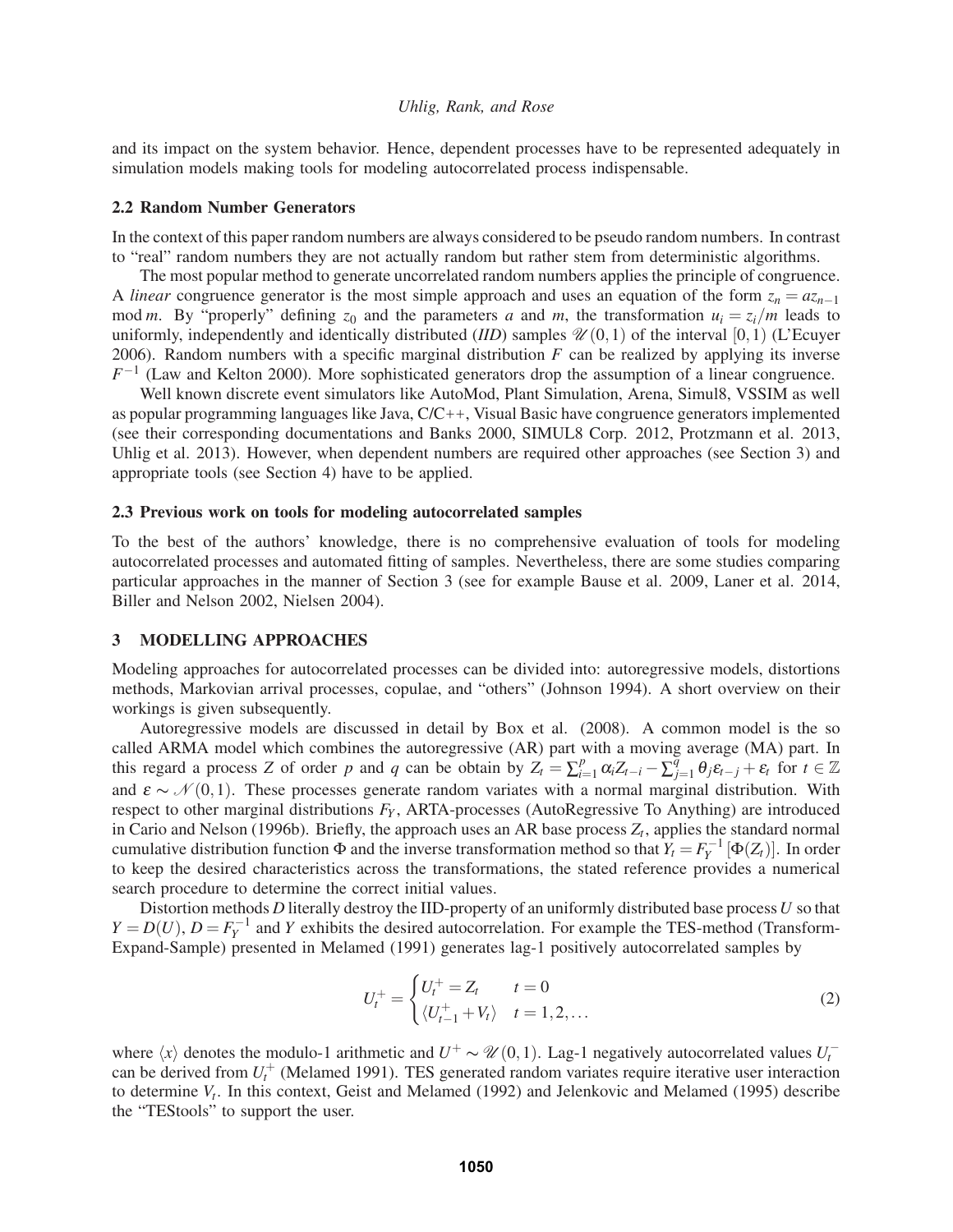and its impact on the system behavior. Hence, dependent processes have to be represented adequately in simulation models making tools for modeling autocorrelated process indispensable.

### 2.2 Random Number Generators

In the context of this paper random numbers are always considered to be pseudo random numbers. In contrast to "real" random numbers they are not actually random but rather stem from deterministic algorithms.

The most popular method to generate uncorrelated random numbers applies the principle of congruence. A *linear* congruence generator is the most simple approach and uses an equation of the form $z_n = az_{n-1} \bmod m$. By "properly" defining $z_0$ and the parameters $a$ and $m$, the transformation $u_i = z_i/m$ leads to uniformly, independently and identically distributed (*IID*) samples $\mathscr{U}(0,1)$ of the interval $[0,1)$ (L'Ecuyer 2006). Random numbers with a specific marginal distribution $F$ can be realized by applying its inverse $F^{-1}$ (Law and Kelton 2000). More sophisticated generators drop the assumption of a linear congruence.

Well known discrete event simulators like AutoMod, Plant Simulation, Arena, Simul8, VSSIM as well as popular programming languages like Java, C/C++, Visual Basic have congruence generators implemented (see their corresponding documentations and Banks 2000, SIMUL8 Corp. 2012, Protzmann et al. 2013, Uhlig et al. 2013). However, when dependent numbers are required other approaches (see Section 3) and appropriate tools (see Section 4) have to be applied.

### 2.3 Previous work on tools for modeling autocorrelated samples

To the best of the authors' knowledge, there is no comprehensive evaluation of tools for modeling autocorrelated processes and automated fitting of samples. Nevertheless, there are some studies comparing particular approaches in the manner of Section 3 (see for example Bause et al. 2009, Laner et al. 2014, Biller and Nelson 2002, Nielsen 2004).

## 3 MODELLING APPROACHES

Modeling approaches for autocorrelated processes can be divided into: autoregressive models, distortions methods, Markovian arrival processes, copulae, and "others" (Johnson 1994). A short overview on their workings is given subsequently.

Autoregressive models are discussed in detail by Box et al. (2008). A common model is the so called ARMA model which combines the autoregressive (AR) part with a moving average (MA) part. In this regard a process $Z$ of order $p$ and $q$ can be obtain by $Z_t = \sum_{i=1}^{p} \alpha_i Z_{t-i} - \sum_{j=1}^{q} \theta_j \varepsilon_{t-j} + \varepsilon_t$ for $t \in \mathbb{Z}$ and $\varepsilon \sim \mathscr{N}(0,1)$. These processes generate random variates with a normal marginal distribution. With respect to other marginal distributions $F_Y$, ARTA-processes (AutoRegressive To Anything) are introduced in Cario and Nelson (1996b). Briefly, the approach uses an AR base process $Z_t$, applies the standard normal cumulative distribution function $\Phi$ and the inverse transformation method so that $Y_t = F_Y^{-1}[\Phi(Z_t)]$. In order to keep the desired characteristics across the transformations, the stated reference provides a numerical search procedure to determine the correct initial values.

Distortion methods $D$ literally destroy the IID-property of an uniformly distributed base process $U$ so that $Y = D(U)$, $D = F_Y^{-1}$ and $Y$ exhibits the desired autocorrelation. For example the TES-method (Transform-Expand-Sample) presented in Melamed (1991) generates lag-1 positively autocorrelated samples by

$$U_t^+ = \begin{cases} U_t^+ = Z_t & t = 0 \\ \langle U_{t-1}^+ + V_t \rangle & t = 1, 2, \ldots \end{cases} \tag{2}$$

where $\langle x \rangle$ denotes the modulo-1 arithmetic and $U^+ \sim \mathscr{U}(0,1)$. Lag-1 negatively autocorrelated values $U_t^-$ can be derived from $U_t^+$ (Melamed 1991). TES generated random variates require iterative user interaction to determine $V_t$. In this context, Geist and Melamed (1992) and Jelenkovic and Melamed (1995) describe the "TEStools" to support the user.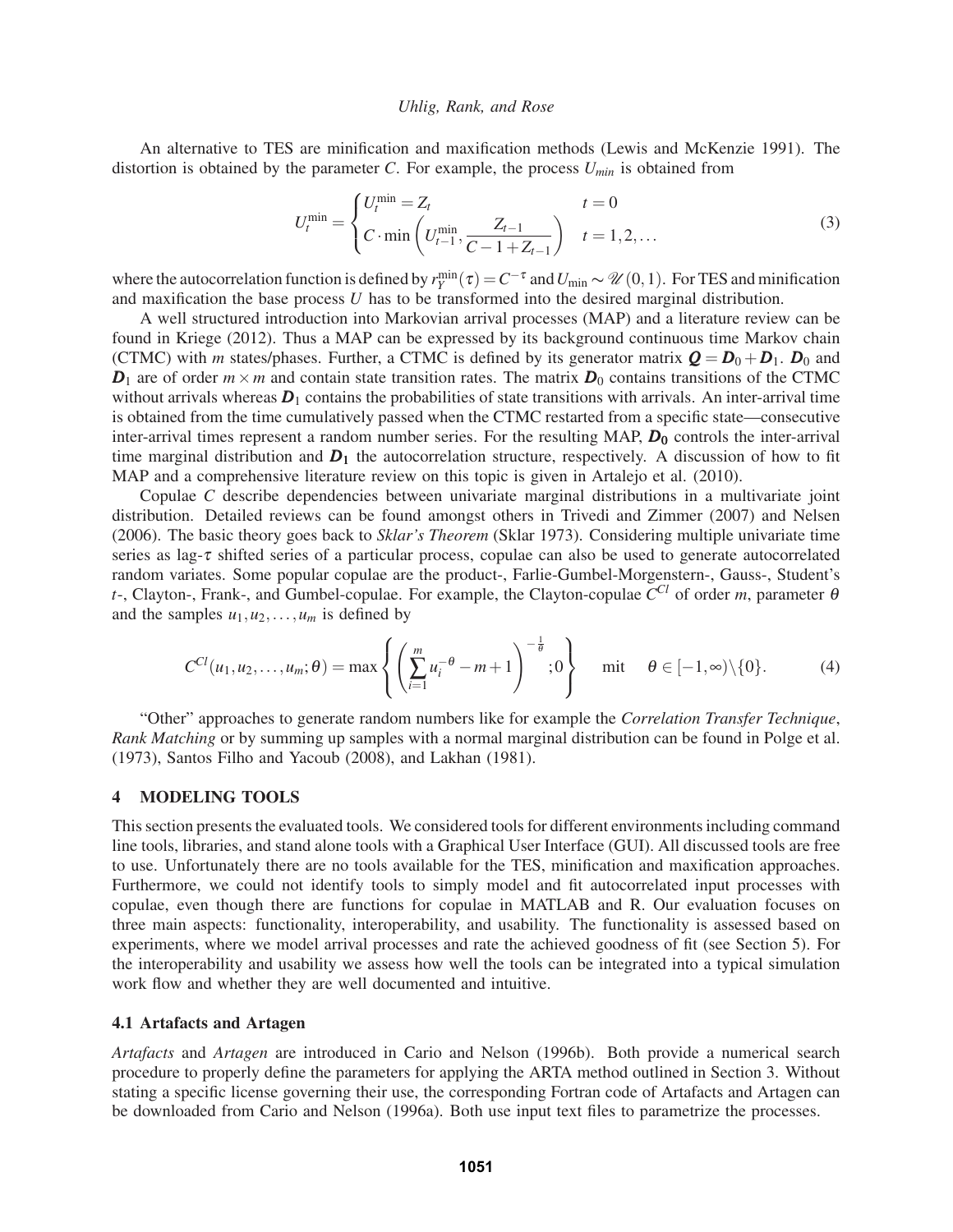An alternative to TES are minification and maxification methods (Lewis and McKenzie 1991). The distortion is obtained by the parameter $C$. For example, the process $U_{min}$ is obtained from

$$U_t^{\min} = \begin{cases} U_t^{\min} = Z_t & t = 0 \\ C \cdot \min\left(U_{t-1}^{\min}, \dfrac{Z_{t-1}}{C-1+Z_{t-1}}\right) & t = 1, 2, \ldots \end{cases} \tag{3}$$

where the autocorrelation function is defined by $r_Y^{\min}(\tau) = C^{-\tau}$ and $U_{\min} \sim \mathscr{U}(0,1)$. For TES and minification and maxification the base process $U$ has to be transformed into the desired marginal distribution.

A well structured introduction into Markovian arrival processes (MAP) and a literature review can be found in Kriege (2012). Thus a MAP can be expressed by its background continuous time Markov chain (CTMC) with $m$ states/phases. Further, a CTMC is defined by its generator matrix $\boldsymbol{Q} = \boldsymbol{D}_0 + \boldsymbol{D}_1$. $\boldsymbol{D}_0$ and $\boldsymbol{D}_1$ are of order $m \times m$ and contain state transition rates. The matrix $\boldsymbol{D}_0$ contains transitions of the CTMC without arrivals whereas $\boldsymbol{D}_1$ contains the probabilities of state transitions with arrivals. An inter-arrival time is obtained from the time cumulatively passed when the CTMC restarted from a specific state—consecutive inter-arrival times represent a random number series. For the resulting MAP, $\boldsymbol{D_0}$ controls the inter-arrival time marginal distribution and $\boldsymbol{D_1}$ the autocorrelation structure, respectively. A discussion of how to fit MAP and a comprehensive literature review on this topic is given in Artalejo et al. (2010).

Copulae $C$ describe dependencies between univariate marginal distributions in a multivariate joint distribution. Detailed reviews can be found amongst others in Trivedi and Zimmer (2007) and Nelsen (2006). The basic theory goes back to *Sklar's Theorem* (Sklar 1973). Considering multiple univariate time series as lag-$\tau$ shifted series of a particular process, copulae can also be used to generate autocorrelated random variates. Some popular copulae are the product-, Farlie-Gumbel-Morgenstern-, Gauss-, Student's $t$-, Clayton-, Frank-, and Gumbel-copulae. For example, the Clayton-copulae $C^{Cl}$ of order $m$, parameter $\theta$ and the samples $u_1, u_2, \ldots, u_m$ is defined by

$$C^{Cl}(u_1, u_2, \ldots, u_m; \theta) = \max\left\{ \left( \sum_{i=1}^{m} u_i^{-\theta} - m + 1 \right)^{-\frac{1}{\theta}} ; 0 \right\} \quad \text{mit} \quad \theta \in [-1, \infty) \backslash \{0\}. \tag{4}$$

"Other" approaches to generate random numbers like for example the *Correlation Transfer Technique*, *Rank Matching* or by summing up samples with a normal marginal distribution can be found in Polge et al. (1973), Santos Filho and Yacoub (2008), and Lakhan (1981).

## 4 MODELING TOOLS

This section presents the evaluated tools. We considered tools for different environments including command line tools, libraries, and stand alone tools with a Graphical User Interface (GUI). All discussed tools are free to use. Unfortunately there are no tools available for the TES, minification and maxification approaches. Furthermore, we could not identify tools to simply model and fit autocorrelated input processes with copulae, even though there are functions for copulae in MATLAB and R. Our evaluation focuses on three main aspects: functionality, interoperability, and usability. The functionality is assessed based on experiments, where we model arrival processes and rate the achieved goodness of fit (see Section 5). For the interoperability and usability we assess how well the tools can be integrated into a typical simulation work flow and whether they are well documented and intuitive.

### 4.1 Artafacts and Artagen

*Artafacts* and *Artagen* are introduced in Cario and Nelson (1996b). Both provide a numerical search procedure to properly define the parameters for applying the ARTA method outlined in Section 3. Without stating a specific license governing their use, the corresponding Fortran code of Artafacts and Artagen can be downloaded from Cario and Nelson (1996a). Both use input text files to parametrize the processes.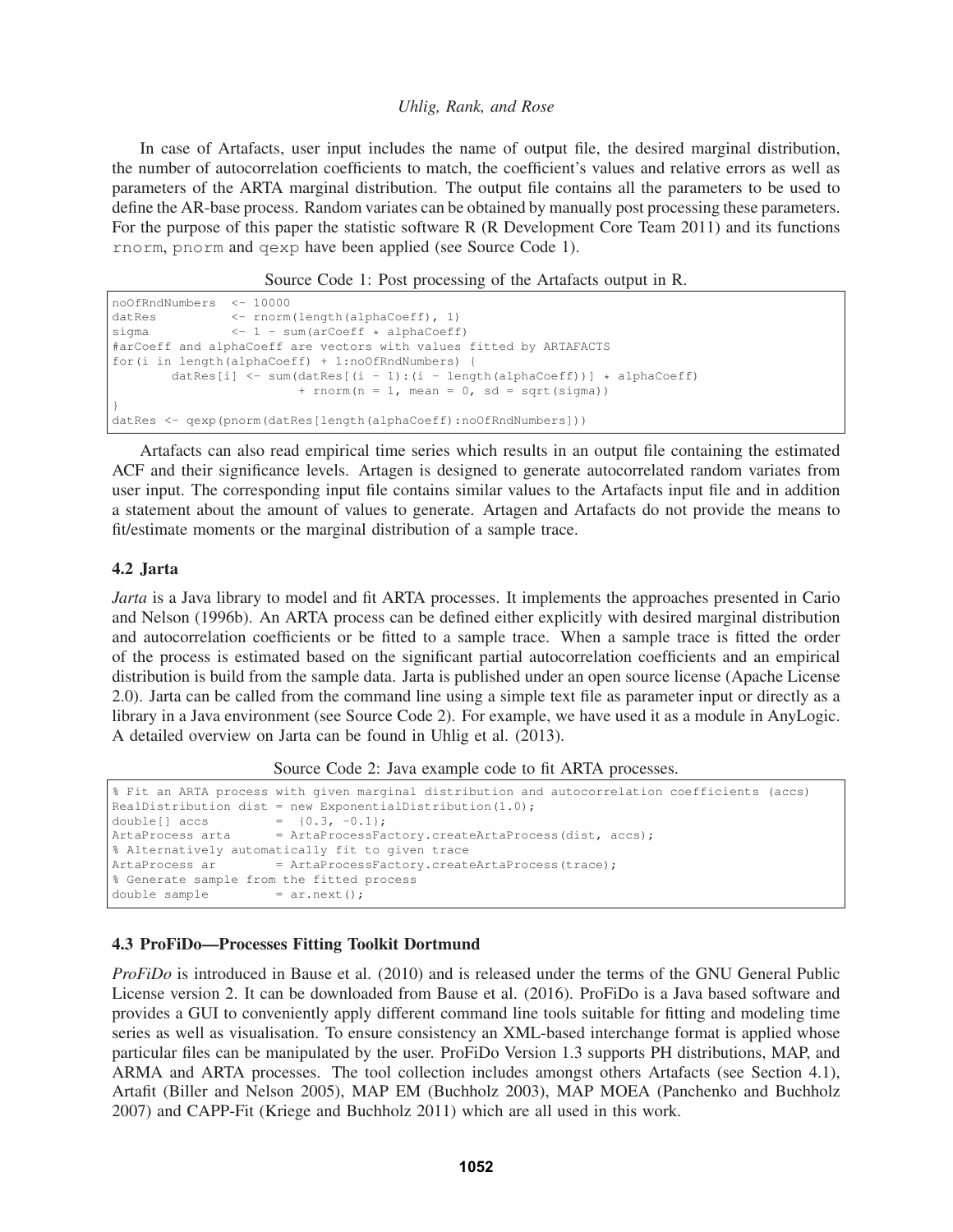In case of Artafacts, user input includes the name of output file, the desired marginal distribution, the number of autocorrelation coefficients to match, the coefficient's values and relative errors as well as parameters of the ARTA marginal distribution. The output file contains all the parameters to be used to define the AR-base process. Random variates can be obtained by manually post processing these parameters. For the purpose of this paper the statistic software R (R Development Core Team 2011) and its functions `rnorm`, `pnorm` and `qexp` have been applied (see Source Code 1).

Source Code 1: Post processing of the Artafacts output in R.

```
noOfRndNumbers  <- 10000
datRes          <- rnorm(length(alphaCoeff), 1)
sigma           <- 1 - sum(arCoeff * alphaCoeff)
#arCoeff and alphaCoeff are vectors with values fitted by ARTAFACTS
for(i in length(alphaCoeff) + 1:noOfRndNumbers) {
        datRes[i] <- sum(datRes[(i - 1):(i - length(alphaCoeff))] * alphaCoeff)
                        + rnorm(n = 1, mean = 0, sd = sqrt(sigma))
}
datRes <- qexp(pnorm(datRes[length(alphaCoeff):noOfRndNumbers]))
```

Artafacts can also read empirical time series which results in an output file containing the estimated ACF and their significance levels. Artagen is designed to generate autocorrelated random variates from user input. The corresponding input file contains similar values to the Artafacts input file and in addition a statement about the amount of values to generate. Artagen and Artafacts do not provide the means to fit/estimate moments or the marginal distribution of a sample trace.

### 4.2 Jarta

*Jarta* is a Java library to model and fit ARTA processes. It implements the approaches presented in Cario and Nelson (1996b). An ARTA process can be defined either explicitly with desired marginal distribution and autocorrelation coefficients or be fitted to a sample trace. When a sample trace is fitted the order of the process is estimated based on the significant partial autocorrelation coefficients and an empirical distribution is build from the sample data. Jarta is published under an open source license (Apache License 2.0). Jarta can be called from the command line using a simple text file as parameter input or directly as a library in a Java environment (see Source Code 2). For example, we have used it as a module in AnyLogic. A detailed overview on Jarta can be found in Uhlig et al. (2013).

Source Code 2: Java example code to fit ARTA processes.

```
% Fit an ARTA process with given marginal distribution and autocorrelation coefficients (accs)
RealDistribution dist = new ExponentialDistribution(1.0);
double[] accs         =  {0.3, -0.1};
ArtaProcess arta      = ArtaProcessFactory.createArtaProcess(dist, accs);
% Alternatively automatically fit to given trace
ArtaProcess ar        = ArtaProcessFactory.createArtaProcess(trace);
% Generate sample from the fitted process
double sample         = ar.next();
```

### 4.3 ProFiDo—Processes Fitting Toolkit Dortmund

*ProFiDo* is introduced in Bause et al. (2010) and is released under the terms of the GNU General Public License version 2. It can be downloaded from Bause et al. (2016). ProFiDo is a Java based software and provides a GUI to conveniently apply different command line tools suitable for fitting and modeling time series as well as visualisation. To ensure consistency an XML-based interchange format is applied whose particular files can be manipulated by the user. ProFiDo Version 1.3 supports PH distributions, MAP, and ARMA and ARTA processes. The tool collection includes amongst others Artafacts (see Section 4.1), Artafit (Biller and Nelson 2005), MAP EM (Buchholz 2003), MAP MOEA (Panchenko and Buchholz 2007) and CAPP-Fit (Kriege and Buchholz 2011) which are all used in this work.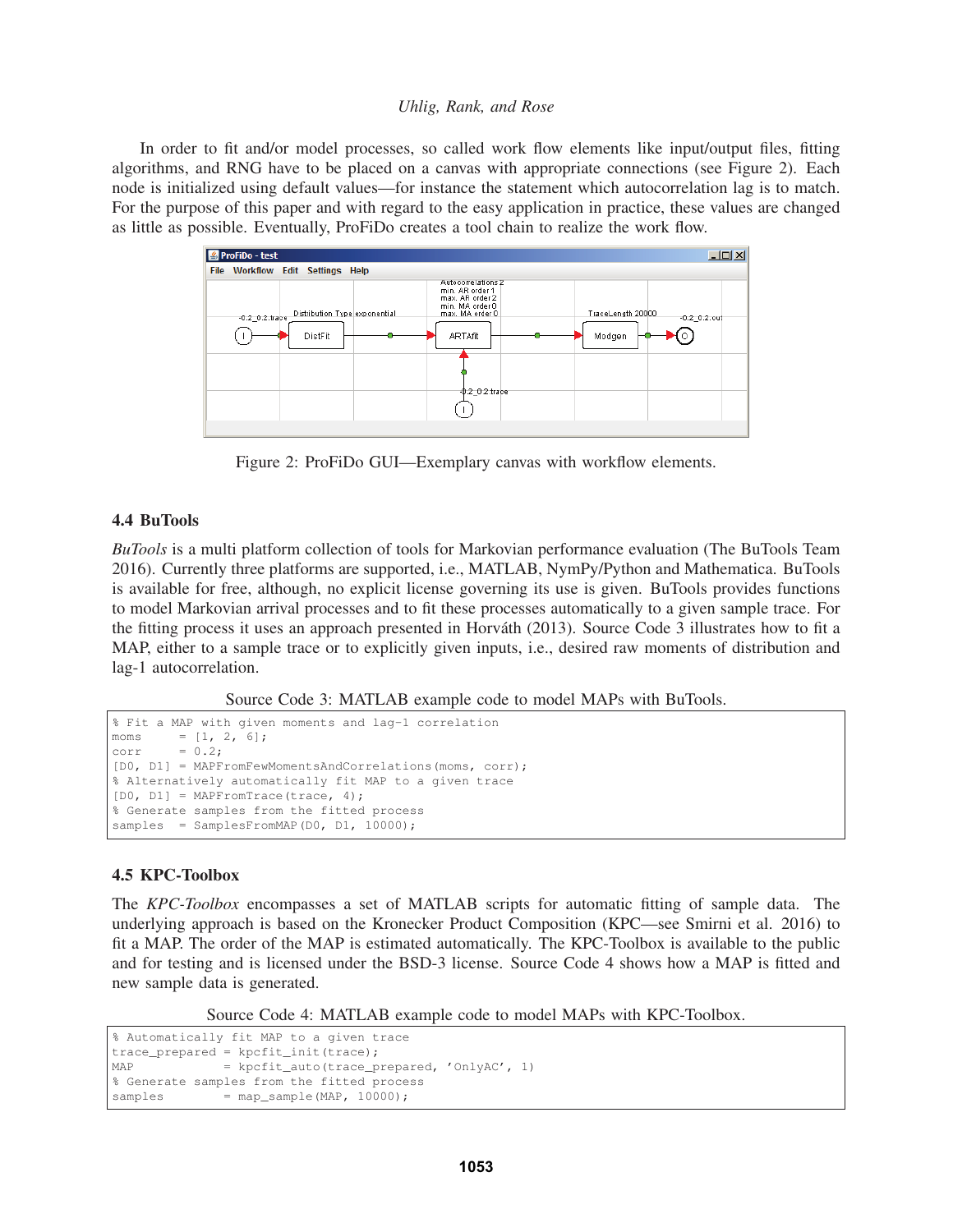In order to fit and/or model processes, so called work flow elements like input/output files, fitting algorithms, and RNG have to be placed on a canvas with appropriate connections (see Figure 2). Each node is initialized using default values—for instance the statement which autocorrelation lag is to match. For the purpose of this paper and with regard to the easy application in practice, these values are changed as little as possible. Eventually, ProFiDo creates a tool chain to realize the work flow.

Figure 2: ProFiDo GUI—Exemplary canvas with workflow elements.

### 4.4 BuTools

*BuTools* is a multi platform collection of tools for Markovian performance evaluation (The BuTools Team 2016). Currently three platforms are supported, i.e., MATLAB, NymPy/Python and Mathematica. BuTools is available for free, although, no explicit license governing its use is given. BuTools provides functions to model Markovian arrival processes and to fit these processes automatically to a given sample trace. For the fitting process it uses an approach presented in Horváth (2013). Source Code 3 illustrates how to fit a MAP, either to a sample trace or to explicitly given inputs, i.e., desired raw moments of distribution and lag-1 autocorrelation.

Source Code 3: MATLAB example code to model MAPs with BuTools.

```
% Fit a MAP with given moments and lag-1 correlation
moms     = [1, 2, 6];
corr     = 0.2;
[D0, D1] = MAPFromFewMomentsAndCorrelations(moms, corr);
% Alternatively automatically fit MAP to a given trace
[D0, D1] = MAPFromTrace(trace, 4);
% Generate samples from the fitted process
samples  = SamplesFromMAP(D0, D1, 10000);
```

### 4.5 KPC-Toolbox

The *KPC-Toolbox* encompasses a set of MATLAB scripts for automatic fitting of sample data. The underlying approach is based on the Kronecker Product Composition (KPC—see Smirni et al. 2016) to fit a MAP. The order of the MAP is estimated automatically. The KPC-Toolbox is available to the public and for testing and is licensed under the BSD-3 license. Source Code 4 shows how a MAP is fitted and new sample data is generated.

Source Code 4: MATLAB example code to model MAPs with KPC-Toolbox.

```
% Automatically fit MAP to a given trace
trace_prepared = kpcfit_init(trace);
MAP            = kpcfit_auto(trace_prepared, 'OnlyAC', 1)
% Generate samples from the fitted process
samples        = map_sample(MAP, 10000);
```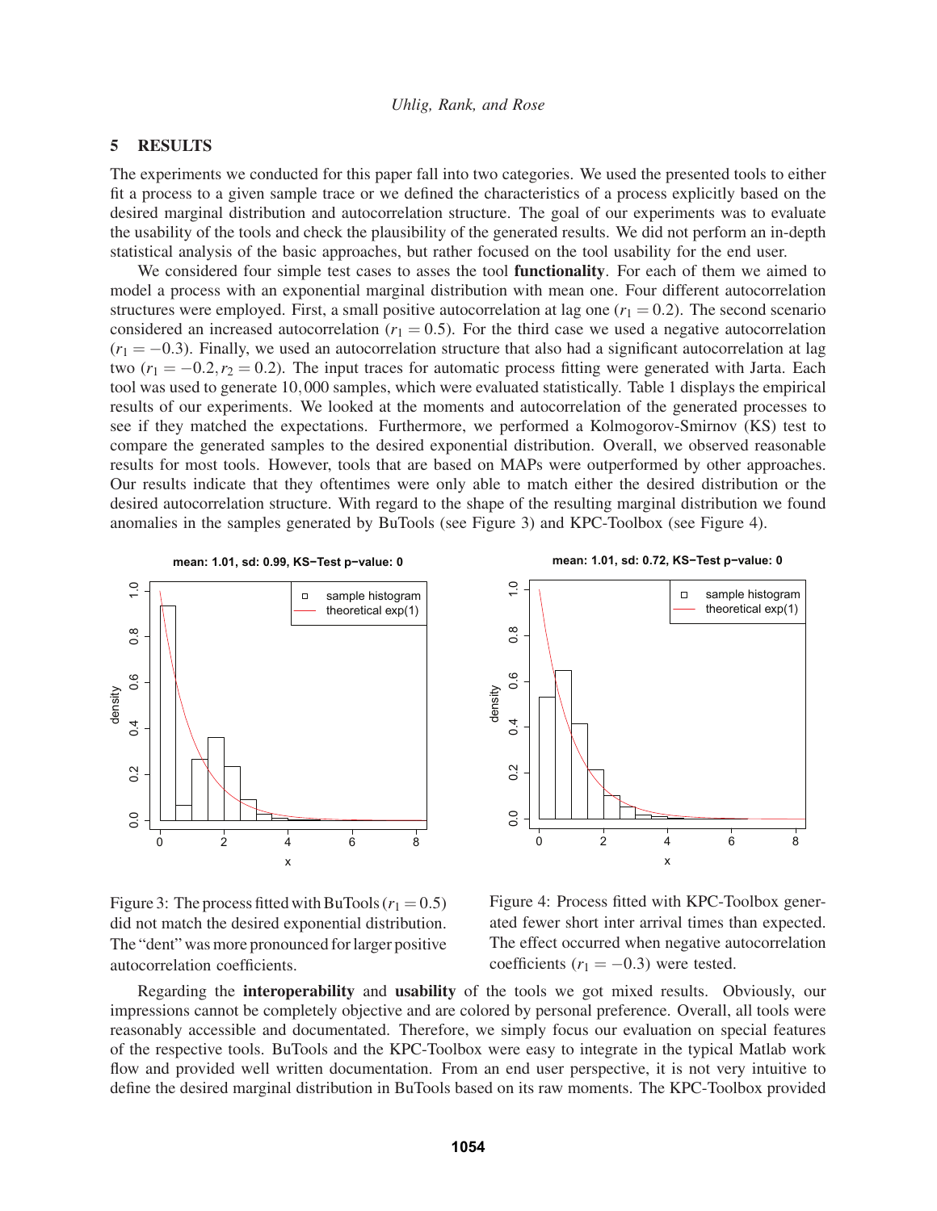## 5 RESULTS

The experiments we conducted for this paper fall into two categories. We used the presented tools to either fit a process to a given sample trace or we defined the characteristics of a process explicitly based on the desired marginal distribution and autocorrelation structure. The goal of our experiments was to evaluate the usability of the tools and check the plausibility of the generated results. We did not perform an in-depth statistical analysis of the basic approaches, but rather focused on the tool usability for the end user.

We considered four simple test cases to asses the tool **functionality**. For each of them we aimed to model a process with an exponential marginal distribution with mean one. Four different autocorrelation structures were employed. First, a small positive autocorrelation at lag one ($r_1 = 0.2$). The second scenario considered an increased autocorrelation ($r_1 = 0.5$). For the third case we used a negative autocorrelation ($r_1 = -0.3$). Finally, we used an autocorrelation structure that also had a significant autocorrelation at lag two ($r_1 = -0.2, r_2 = 0.2$). The input traces for automatic process fitting were generated with Jarta. Each tool was used to generate $10,000$ samples, which were evaluated statistically. Table 1 displays the empirical results of our experiments. We looked at the moments and autocorrelation of the generated processes to see if they matched the expectations. Furthermore, we performed a Kolmogorov-Smirnov (KS) test to compare the generated samples to the desired exponential distribution. Overall, we observed reasonable results for most tools. However, tools that are based on MAPs were outperformed by other approaches. Our results indicate that they oftentimes were only able to match either the desired distribution or the desired autocorrelation structure. With regard to the shape of the resulting marginal distribution we found anomalies in the samples generated by BuTools (see Figure 3) and KPC-Toolbox (see Figure 4).

Figure 3: The process fitted with BuTools ($r_1 = 0.5$) did not match the desired exponential distribution. The "dent" was more pronounced for larger positive autocorrelation coefficients.

Figure 4: Process fitted with KPC-Toolbox generated fewer short inter arrival times than expected. The effect occurred when negative autocorrelation coefficients ($r_1 = -0.3$) were tested.

Regarding the **interoperability** and **usability** of the tools we got mixed results. Obviously, our impressions cannot be completely objective and are colored by personal preference. Overall, all tools were reasonably accessible and documentated. Therefore, we simply focus our evaluation on special features of the respective tools. BuTools and the KPC-Toolbox were easy to integrate in the typical Matlab work flow and provided well written documentation. From an end user perspective, it is not very intuitive to define the desired marginal distribution in BuTools based on its raw moments. The KPC-Toolbox provided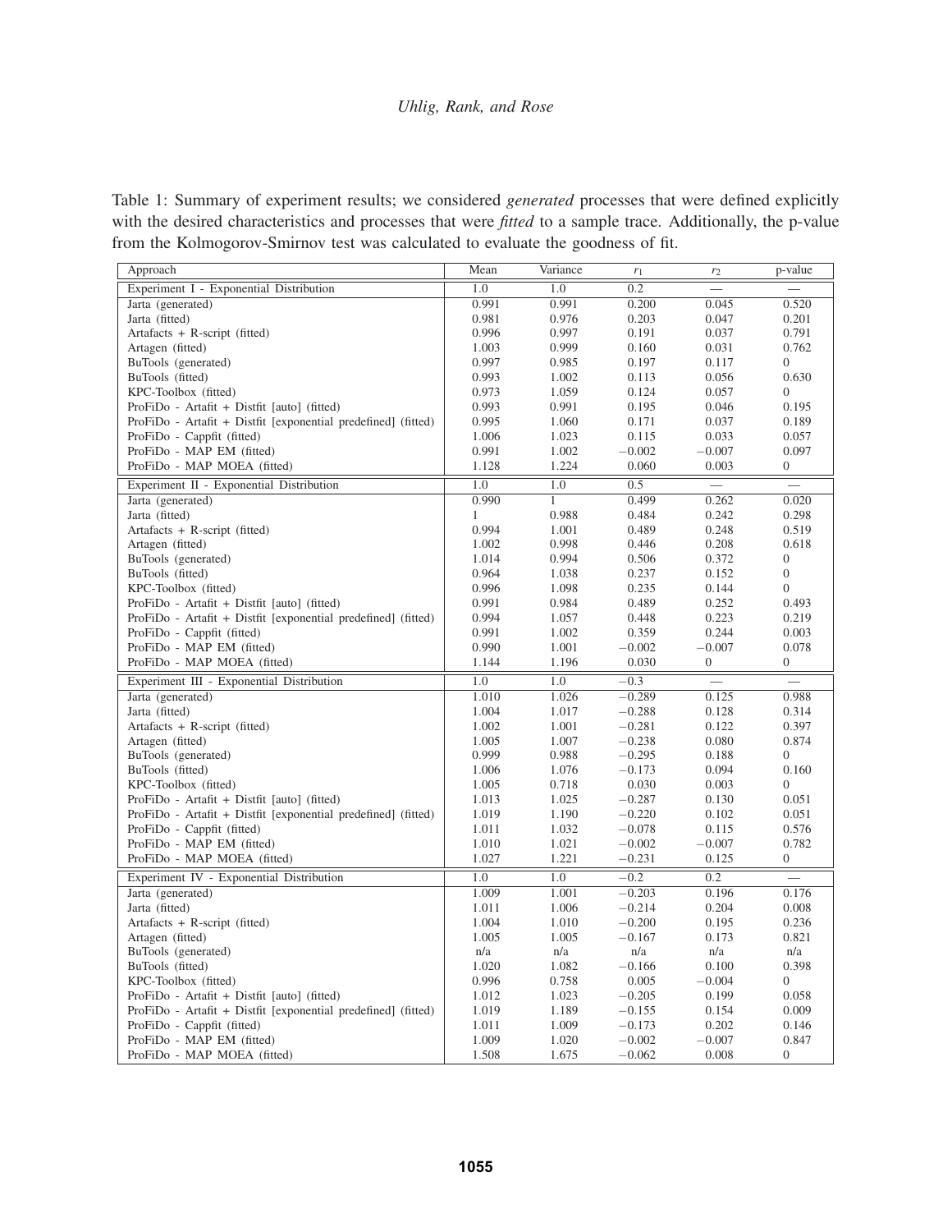Table 1: Summary of experiment results; we considered *generated* processes that were defined explicitly with the desired characteristics and processes that were *fitted* to a sample trace. Additionally, the p-value from the Kolmogorov-Smirnov test was calculated to evaluate the goodness of fit.

| Approach | Mean | Variance | $r_1$ | $r_2$ | p-value |
|---|---|---|---|---|---|
| Experiment I - Exponential Distribution | 1.0 | 1.0 | 0.2 | — | — |
| Jarta (generated) | 0.991 | 0.991 | 0.200 | 0.045 | 0.520 |
| Jarta (fitted) | 0.981 | 0.976 | 0.203 | 0.047 | 0.201 |
| Artafacts + R-script (fitted) | 0.996 | 0.997 | 0.191 | 0.037 | 0.791 |
| Artagen (fitted) | 1.003 | 0.999 | 0.160 | 0.031 | 0.762 |
| BuTools (generated) | 0.997 | 0.985 | 0.197 | 0.117 | 0 |
| BuTools (fitted) | 0.993 | 1.002 | 0.113 | 0.056 | 0.630 |
| KPC-Toolbox (fitted) | 0.973 | 1.059 | 0.124 | 0.057 | 0 |
| ProFiDo - Artafit + Distfit [auto] (fitted) | 0.993 | 0.991 | 0.195 | 0.046 | 0.195 |
| ProFiDo - Artafit + Distfit [exponential predefined] (fitted) | 0.995 | 1.060 | 0.171 | 0.037 | 0.189 |
| ProFiDo - Cappfit (fitted) | 1.006 | 1.023 | 0.115 | 0.033 | 0.057 |
| ProFiDo - MAP EM (fitted) | 0.991 | 1.002 | $-0.002$ | $-0.007$ | 0.097 |
| ProFiDo - MAP MOEA (fitted) | 1.128 | 1.224 | 0.060 | 0.003 | 0 |
| Experiment II - Exponential Distribution | 1.0 | 1.0 | 0.5 | — | — |
| Jarta (generated) | 0.990 | 1 | 0.499 | 0.262 | 0.020 |
| Jarta (fitted) | 1 | 0.988 | 0.484 | 0.242 | 0.298 |
| Artafacts + R-script (fitted) | 0.994 | 1.001 | 0.489 | 0.248 | 0.519 |
| Artagen (fitted) | 1.002 | 0.998 | 0.446 | 0.208 | 0.618 |
| BuTools (generated) | 1.014 | 0.994 | 0.506 | 0.372 | 0 |
| BuTools (fitted) | 0.964 | 1.038 | 0.237 | 0.152 | 0 |
| KPC-Toolbox (fitted) | 0.996 | 1.098 | 0.235 | 0.144 | 0 |
| ProFiDo - Artafit + Distfit [auto] (fitted) | 0.991 | 0.984 | 0.489 | 0.252 | 0.493 |
| ProFiDo - Artafit + Distfit [exponential predefined] (fitted) | 0.994 | 1.057 | 0.448 | 0.223 | 0.219 |
| ProFiDo - Cappfit (fitted) | 0.991 | 1.002 | 0.359 | 0.244 | 0.003 |
| ProFiDo - MAP EM (fitted) | 0.990 | 1.001 | $-0.002$ | $-0.007$ | 0.078 |
| ProFiDo - MAP MOEA (fitted) | 1.144 | 1.196 | 0.030 | 0 | 0 |
| Experiment III - Exponential Distribution | 1.0 | 1.0 | $-0.3$ | — | — |
| Jarta (generated) | 1.010 | 1.026 | $-0.289$ | 0.125 | 0.988 |
| Jarta (fitted) | 1.004 | 1.017 | $-0.288$ | 0.128 | 0.314 |
| Artafacts + R-script (fitted) | 1.002 | 1.001 | $-0.281$ | 0.122 | 0.397 |
| Artagen (fitted) | 1.005 | 1.007 | $-0.238$ | 0.080 | 0.874 |
| BuTools (generated) | 0.999 | 0.988 | $-0.295$ | 0.188 | 0 |
| BuTools (fitted) | 1.006 | 1.076 | $-0.173$ | 0.094 | 0.160 |
| KPC-Toolbox (fitted) | 1.005 | 0.718 | 0.030 | 0.003 | 0 |
| ProFiDo - Artafit + Distfit [auto] (fitted) | 1.013 | 1.025 | $-0.287$ | 0.130 | 0.051 |
| ProFiDo - Artafit + Distfit [exponential predefined] (fitted) | 1.019 | 1.190 | $-0.220$ | 0.102 | 0.051 |
| ProFiDo - Cappfit (fitted) | 1.011 | 1.032 | $-0.078$ | 0.115 | 0.576 |
| ProFiDo - MAP EM (fitted) | 1.010 | 1.021 | $-0.002$ | $-0.007$ | 0.782 |
| ProFiDo - MAP MOEA (fitted) | 1.027 | 1.221 | $-0.231$ | 0.125 | 0 |
| Experiment IV - Exponential Distribution | 1.0 | 1.0 | $-0.2$ | 0.2 | — |
| Jarta (generated) | 1.009 | 1.001 | $-0.203$ | 0.196 | 0.176 |
| Jarta (fitted) | 1.011 | 1.006 | $-0.214$ | 0.204 | 0.008 |
| Artafacts + R-script (fitted) | 1.004 | 1.010 | $-0.200$ | 0.195 | 0.236 |
| Artagen (fitted) | 1.005 | 1.005 | $-0.167$ | 0.173 | 0.821 |
| BuTools (generated) | n/a | n/a | n/a | n/a | n/a |
| BuTools (fitted) | 1.020 | 1.082 | $-0.166$ | 0.100 | 0.398 |
| KPC-Toolbox (fitted) | 0.996 | 0.758 | 0.005 | $-0.004$ | 0 |
| ProFiDo - Artafit + Distfit [auto] (fitted) | 1.012 | 1.023 | $-0.205$ | 0.199 | 0.058 |
| ProFiDo - Artafit + Distfit [exponential predefined] (fitted) | 1.019 | 1.189 | $-0.155$ | 0.154 | 0.009 |
| ProFiDo - Cappfit (fitted) | 1.011 | 1.009 | $-0.173$ | 0.202 | 0.146 |
| ProFiDo - MAP EM (fitted) | 1.009 | 1.020 | $-0.002$ | $-0.007$ | 0.847 |
| ProFiDo - MAP MOEA (fitted) | 1.508 | 1.675 | $-0.062$ | 0.008 | 0 |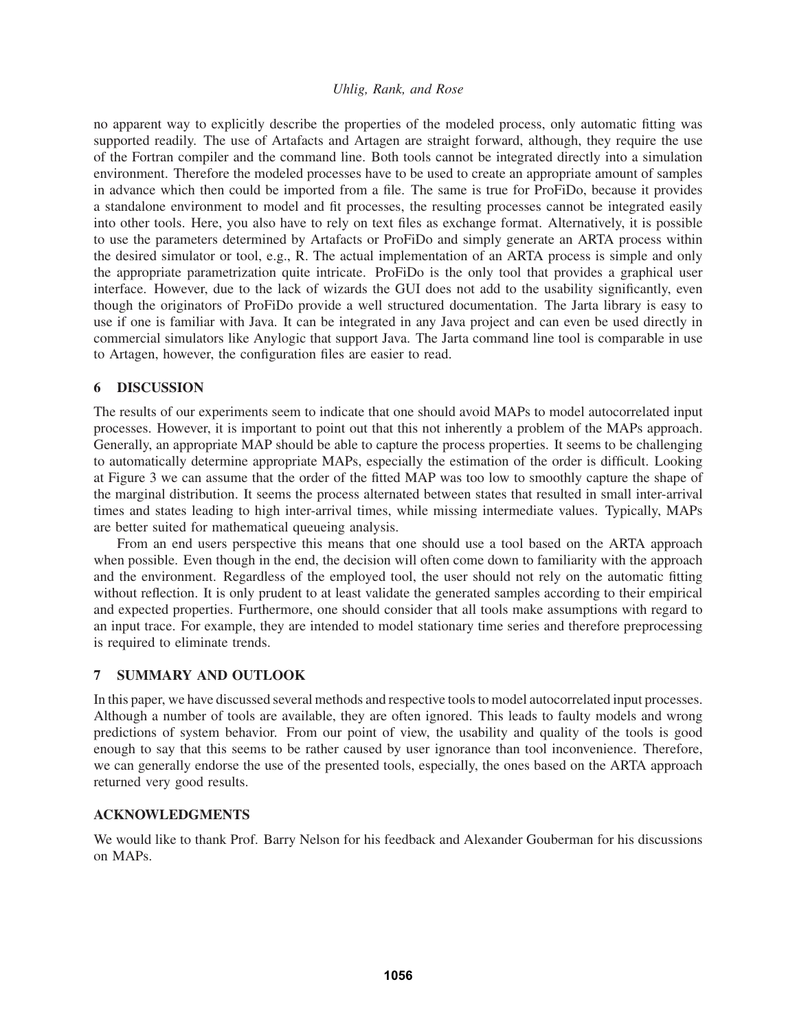no apparent way to explicitly describe the properties of the modeled process, only automatic fitting was supported readily. The use of Artafacts and Artagen are straight forward, although, they require the use of the Fortran compiler and the command line. Both tools cannot be integrated directly into a simulation environment. Therefore the modeled processes have to be used to create an appropriate amount of samples in advance which then could be imported from a file. The same is true for ProFiDo, because it provides a standalone environment to model and fit processes, the resulting processes cannot be integrated easily into other tools. Here, you also have to rely on text files as exchange format. Alternatively, it is possible to use the parameters determined by Artafacts or ProFiDo and simply generate an ARTA process within the desired simulator or tool, e.g., R. The actual implementation of an ARTA process is simple and only the appropriate parametrization quite intricate. ProFiDo is the only tool that provides a graphical user interface. However, due to the lack of wizards the GUI does not add to the usability significantly, even though the originators of ProFiDo provide a well structured documentation. The Jarta library is easy to use if one is familiar with Java. It can be integrated in any Java project and can even be used directly in commercial simulators like Anylogic that support Java. The Jarta command line tool is comparable in use to Artagen, however, the configuration files are easier to read.

## 6 DISCUSSION

The results of our experiments seem to indicate that one should avoid MAPs to model autocorrelated input processes. However, it is important to point out that this not inherently a problem of the MAPs approach. Generally, an appropriate MAP should be able to capture the process properties. It seems to be challenging to automatically determine appropriate MAPs, especially the estimation of the order is difficult. Looking at Figure 3 we can assume that the order of the fitted MAP was too low to smoothly capture the shape of the marginal distribution. It seems the process alternated between states that resulted in small inter-arrival times and states leading to high inter-arrival times, while missing intermediate values. Typically, MAPs are better suited for mathematical queueing analysis.

From an end users perspective this means that one should use a tool based on the ARTA approach when possible. Even though in the end, the decision will often come down to familiarity with the approach and the environment. Regardless of the employed tool, the user should not rely on the automatic fitting without reflection. It is only prudent to at least validate the generated samples according to their empirical and expected properties. Furthermore, one should consider that all tools make assumptions with regard to an input trace. For example, they are intended to model stationary time series and therefore preprocessing is required to eliminate trends.

## 7 SUMMARY AND OUTLOOK

In this paper, we have discussed several methods and respective tools to model autocorrelated input processes. Although a number of tools are available, they are often ignored. This leads to faulty models and wrong predictions of system behavior. From our point of view, the usability and quality of the tools is good enough to say that this seems to be rather caused by user ignorance than tool inconvenience. Therefore, we can generally endorse the use of the presented tools, especially, the ones based on the ARTA approach returned very good results.

## ACKNOWLEDGMENTS

We would like to thank Prof. Barry Nelson for his feedback and Alexander Gouberman for his discussions on MAPs.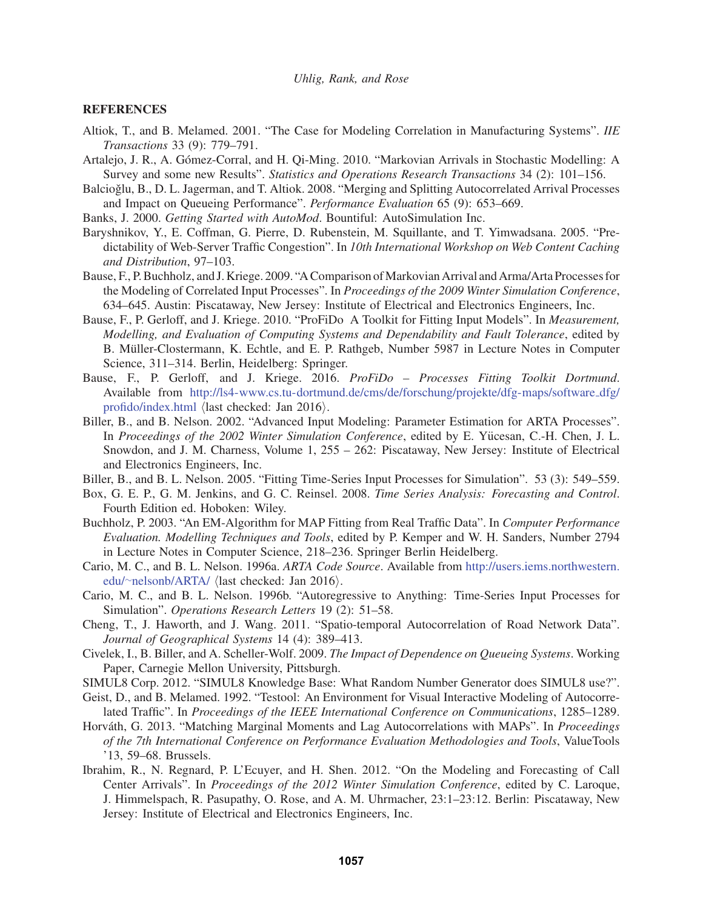## REFERENCES

Altiok, T., and B. Melamed. 2001. "The Case for Modeling Correlation in Manufacturing Systems". *IIE Transactions* 33 (9): 779–791.

Artalejo, J. R., A. Gómez-Corral, and H. Qi-Ming. 2010. "Markovian Arrivals in Stochastic Modelling: A Survey and some new Results". *Statistics and Operations Research Transactions* 34 (2): 101–156.

Balcioğlu, B., D. L. Jagerman, and T. Altiok. 2008. "Merging and Splitting Autocorrelated Arrival Processes and Impact on Queueing Performance". *Performance Evaluation* 65 (9): 653–669.

Banks, J. 2000. *Getting Started with AutoMod*. Bountiful: AutoSimulation Inc.

Baryshnikov, Y., E. Coffman, G. Pierre, D. Rubenstein, M. Squillante, and T. Yimwadsana. 2005. "Predictability of Web-Server Traffic Congestion". In *10th International Workshop on Web Content Caching and Distribution*, 97–103.

Bause, F., P. Buchholz, and J. Kriege. 2009. "A Comparison of Markovian Arrival and Arma/Arta Processes for the Modeling of Correlated Input Processes". In *Proceedings of the 2009 Winter Simulation Conference*, 634–645. Austin: Piscataway, New Jersey: Institute of Electrical and Electronics Engineers, Inc.

Bause, F., P. Gerloff, and J. Kriege. 2010. "ProFiDo A Toolkit for Fitting Input Models". In *Measurement, Modelling, and Evaluation of Computing Systems and Dependability and Fault Tolerance*, edited by B. Müller-Clostermann, K. Echtle, and E. P. Rathgeb, Number 5987 in Lecture Notes in Computer Science, 311–314. Berlin, Heidelberg: Springer.

Bause, F., P. Gerloff, and J. Kriege. 2016. *ProFiDo – Processes Fitting Toolkit Dortmund*. Available from http://ls4-www.cs.tu-dortmund.de/cms/de/forschung/projekte/dfg-maps/software_dfg/profido/index.html ⟨last checked: Jan 2016⟩.

Biller, B., and B. Nelson. 2002. "Advanced Input Modeling: Parameter Estimation for ARTA Processes". In *Proceedings of the 2002 Winter Simulation Conference*, edited by E. Yücesan, C.-H. Chen, J. L. Snowdon, and J. M. Charness, Volume 1, 255 – 262: Piscataway, New Jersey: Institute of Electrical and Electronics Engineers, Inc.

Biller, B., and B. L. Nelson. 2005. "Fitting Time-Series Input Processes for Simulation". 53 (3): 549–559.

Box, G. E. P., G. M. Jenkins, and G. C. Reinsel. 2008. *Time Series Analysis: Forecasting and Control*. Fourth Edition ed. Hoboken: Wiley.

Buchholz, P. 2003. "An EM-Algorithm for MAP Fitting from Real Traffic Data". In *Computer Performance Evaluation. Modelling Techniques and Tools*, edited by P. Kemper and W. H. Sanders, Number 2794 in Lecture Notes in Computer Science, 218–236. Springer Berlin Heidelberg.

Cario, M. C., and B. L. Nelson. 1996a. *ARTA Code Source*. Available from http://users.iems.northwestern.edu/~nelsonb/ARTA/ ⟨last checked: Jan 2016⟩.

Cario, M. C., and B. L. Nelson. 1996b. "Autoregressive to Anything: Time-Series Input Processes for Simulation". *Operations Research Letters* 19 (2): 51–58.

Cheng, T., J. Haworth, and J. Wang. 2011. "Spatio-temporal Autocorrelation of Road Network Data". *Journal of Geographical Systems* 14 (4): 389–413.

Civelek, I., B. Biller, and A. Scheller-Wolf. 2009. *The Impact of Dependence on Queueing Systems*. Working Paper, Carnegie Mellon University, Pittsburgh.

SIMUL8 Corp. 2012. "SIMUL8 Knowledge Base: What Random Number Generator does SIMUL8 use?".

Geist, D., and B. Melamed. 1992. "Testool: An Environment for Visual Interactive Modeling of Autocorrelated Traffic". In *Proceedings of the IEEE International Conference on Communications*, 1285–1289.

Horváth, G. 2013. "Matching Marginal Moments and Lag Autocorrelations with MAPs". In *Proceedings of the 7th International Conference on Performance Evaluation Methodologies and Tools*, ValueTools '13, 59–68. Brussels.

Ibrahim, R., N. Regnard, P. L'Ecuyer, and H. Shen. 2012. "On the Modeling and Forecasting of Call Center Arrivals". In *Proceedings of the 2012 Winter Simulation Conference*, edited by C. Laroque, J. Himmelspach, R. Pasupathy, O. Rose, and A. M. Uhrmacher, 23:1–23:12. Berlin: Piscataway, New Jersey: Institute of Electrical and Electronics Engineers, Inc.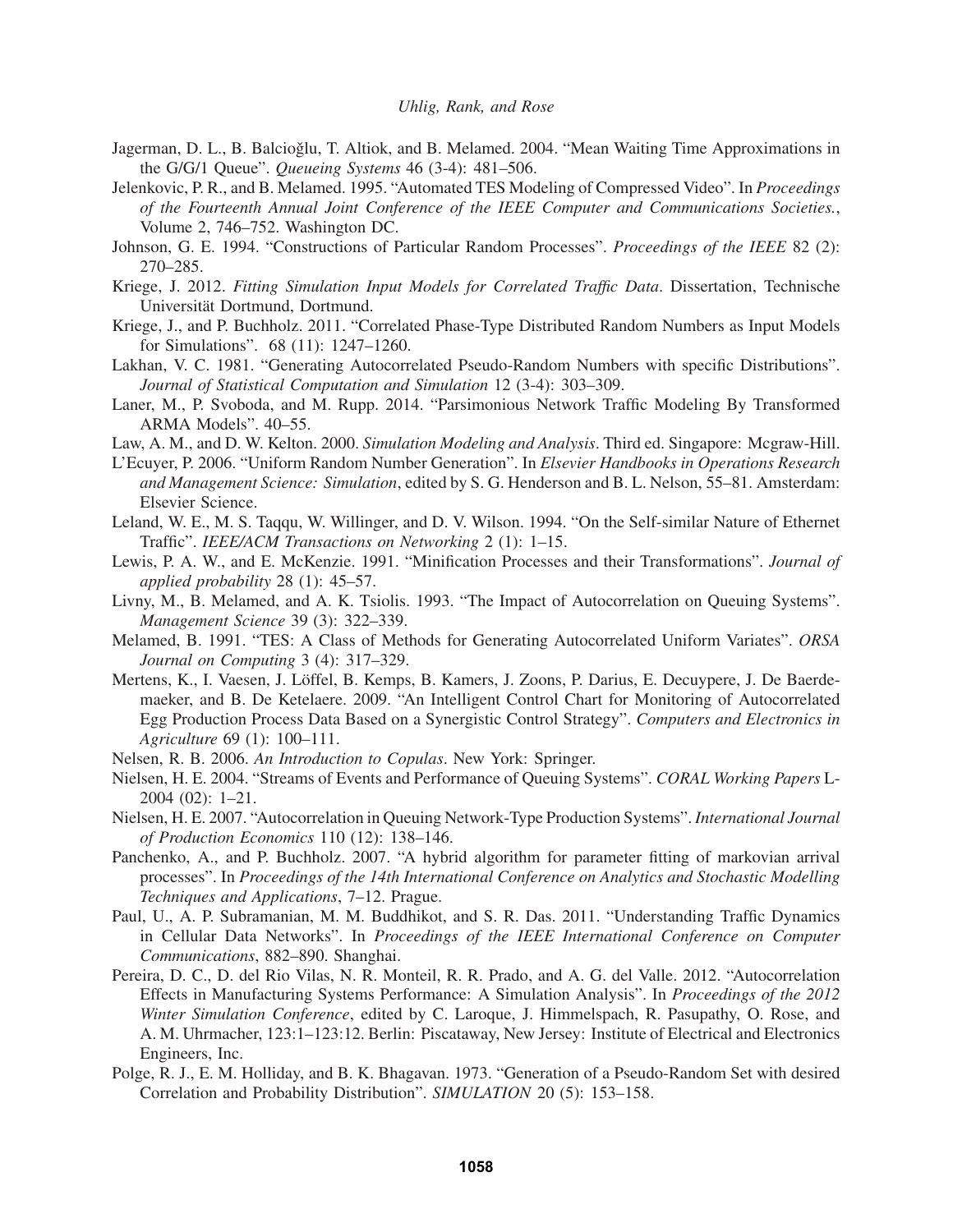Jagerman, D. L., B. Balcioğlu, T. Altiok, and B. Melamed. 2004. "Mean Waiting Time Approximations in the G/G/1 Queue". *Queueing Systems* 46 (3-4): 481–506.

Jelenkovic, P. R., and B. Melamed. 1995. "Automated TES Modeling of Compressed Video". In *Proceedings of the Fourteenth Annual Joint Conference of the IEEE Computer and Communications Societies.*, Volume 2, 746–752. Washington DC.

Johnson, G. E. 1994. "Constructions of Particular Random Processes". *Proceedings of the IEEE* 82 (2): 270–285.

Kriege, J. 2012. *Fitting Simulation Input Models for Correlated Traffic Data*. Dissertation, Technische Universität Dortmund, Dortmund.

Kriege, J., and P. Buchholz. 2011. "Correlated Phase-Type Distributed Random Numbers as Input Models for Simulations". 68 (11): 1247–1260.

Lakhan, V. C. 1981. "Generating Autocorrelated Pseudo-Random Numbers with specific Distributions". *Journal of Statistical Computation and Simulation* 12 (3-4): 303–309.

Laner, M., P. Svoboda, and M. Rupp. 2014. "Parsimonious Network Traffic Modeling By Transformed ARMA Models". 40–55.

Law, A. M., and D. W. Kelton. 2000. *Simulation Modeling and Analysis*. Third ed. Singapore: Mcgraw-Hill.

L'Ecuyer, P. 2006. "Uniform Random Number Generation". In *Elsevier Handbooks in Operations Research and Management Science: Simulation*, edited by S. G. Henderson and B. L. Nelson, 55–81. Amsterdam: Elsevier Science.

Leland, W. E., M. S. Taqqu, W. Willinger, and D. V. Wilson. 1994. "On the Self-similar Nature of Ethernet Traffic". *IEEE/ACM Transactions on Networking* 2 (1): 1–15.

Lewis, P. A. W., and E. McKenzie. 1991. "Minification Processes and their Transformations". *Journal of applied probability* 28 (1): 45–57.

Livny, M., B. Melamed, and A. K. Tsiolis. 1993. "The Impact of Autocorrelation on Queuing Systems". *Management Science* 39 (3): 322–339.

Melamed, B. 1991. "TES: A Class of Methods for Generating Autocorrelated Uniform Variates". *ORSA Journal on Computing* 3 (4): 317–329.

Mertens, K., I. Vaesen, J. Löffel, B. Kemps, B. Kamers, J. Zoons, P. Darius, E. Decuypere, J. De Baerdemaeker, and B. De Ketelaere. 2009. "An Intelligent Control Chart for Monitoring of Autocorrelated Egg Production Process Data Based on a Synergistic Control Strategy". *Computers and Electronics in Agriculture* 69 (1): 100–111.

Nelsen, R. B. 2006. *An Introduction to Copulas*. New York: Springer.

Nielsen, H. E. 2004. "Streams of Events and Performance of Queuing Systems". *CORAL Working Papers* L-2004 (02): 1–21.

Nielsen, H. E. 2007. "Autocorrelation in Queuing Network-Type Production Systems". *International Journal of Production Economics* 110 (12): 138–146.

Panchenko, A., and P. Buchholz. 2007. "A hybrid algorithm for parameter fitting of markovian arrival processes". In *Proceedings of the 14th International Conference on Analytics and Stochastic Modelling Techniques and Applications*, 7–12. Prague.

Paul, U., A. P. Subramanian, M. M. Buddhikot, and S. R. Das. 2011. "Understanding Traffic Dynamics in Cellular Data Networks". In *Proceedings of the IEEE International Conference on Computer Communications*, 882–890. Shanghai.

Pereira, D. C., D. del Rio Vilas, N. R. Monteil, R. R. Prado, and A. G. del Valle. 2012. "Autocorrelation Effects in Manufacturing Systems Performance: A Simulation Analysis". In *Proceedings of the 2012 Winter Simulation Conference*, edited by C. Laroque, J. Himmelspach, R. Pasupathy, O. Rose, and A. M. Uhrmacher, 123:1–123:12. Berlin: Piscataway, New Jersey: Institute of Electrical and Electronics Engineers, Inc.

Polge, R. J., E. M. Holliday, and B. K. Bhagavan. 1973. "Generation of a Pseudo-Random Set with desired Correlation and Probability Distribution". *SIMULATION* 20 (5): 153–158.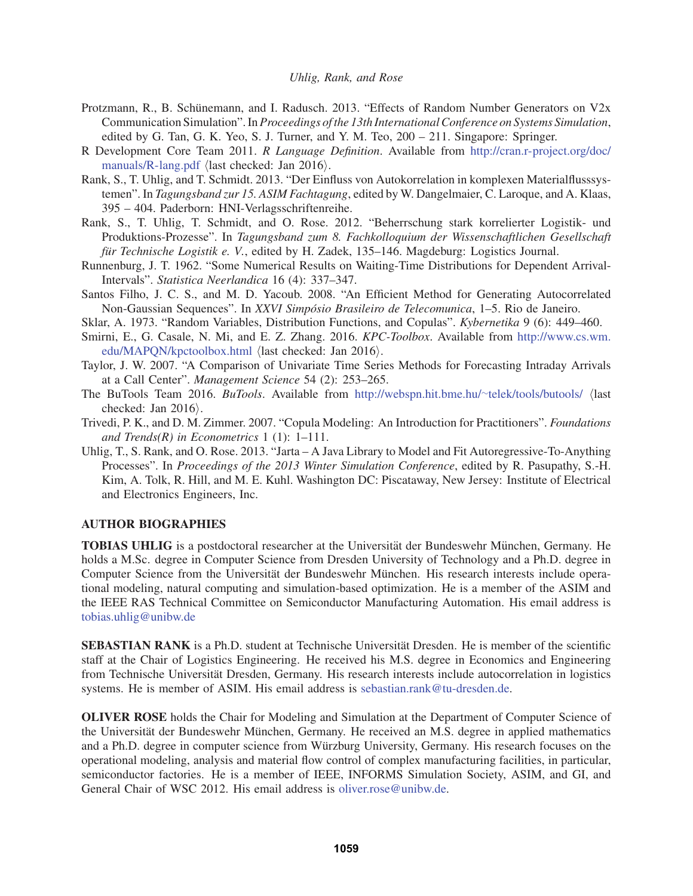Protzmann, R., B. Schünemann, and I. Radusch. 2013. "Effects of Random Number Generators on V2x Communication Simulation". In *Proceedings of the 13th International Conference on Systems Simulation*, edited by G. Tan, G. K. Yeo, S. J. Turner, and Y. M. Teo, 200 – 211. Singapore: Springer.

R Development Core Team 2011. *R Language Definition*. Available from http://cran.r-project.org/doc/manuals/R-lang.pdf ⟨last checked: Jan 2016⟩.

Rank, S., T. Uhlig, and T. Schmidt. 2013. "Der Einfluss von Autokorrelation in komplexen Materialflusssystemen". In *Tagungsband zur 15. ASIM Fachtagung*, edited by W. Dangelmaier, C. Laroque, and A. Klaas, 395 – 404. Paderborn: HNI-Verlagsschriftenreihe.

Rank, S., T. Uhlig, T. Schmidt, and O. Rose. 2012. "Beherrschung stark korrelierter Logistik- und Produktions-Prozesse". In *Tagungsband zum 8. Fachkolloquium der Wissenschaftlichen Gesellschaft für Technische Logistik e. V.*, edited by H. Zadek, 135–146. Magdeburg: Logistics Journal.

Runnenburg, J. T. 1962. "Some Numerical Results on Waiting-Time Distributions for Dependent Arrival-Intervals". *Statistica Neerlandica* 16 (4): 337–347.

Santos Filho, J. C. S., and M. D. Yacoub. 2008. "An Efficient Method for Generating Autocorrelated Non-Gaussian Sequences". In *XXVI Simpósio Brasileiro de Telecomunica*, 1–5. Rio de Janeiro.

Sklar, A. 1973. "Random Variables, Distribution Functions, and Copulas". *Kybernetika* 9 (6): 449–460.

Smirni, E., G. Casale, N. Mi, and E. Z. Zhang. 2016. *KPC-Toolbox*. Available from http://www.cs.wm.edu/MAPQN/kpctoolbox.html ⟨last checked: Jan 2016⟩.

Taylor, J. W. 2007. "A Comparison of Univariate Time Series Methods for Forecasting Intraday Arrivals at a Call Center". *Management Science* 54 (2): 253–265.

The BuTools Team 2016. *BuTools*. Available from http://webspn.hit.bme.hu/~telek/tools/butools/ ⟨last checked: Jan 2016⟩.

Trivedi, P. K., and D. M. Zimmer. 2007. "Copula Modeling: An Introduction for Practitioners". *Foundations and Trends(R) in Econometrics* 1 (1): 1–111.

Uhlig, T., S. Rank, and O. Rose. 2013. "Jarta – A Java Library to Model and Fit Autoregressive-To-Anything Processes". In *Proceedings of the 2013 Winter Simulation Conference*, edited by R. Pasupathy, S.-H. Kim, A. Tolk, R. Hill, and M. E. Kuhl. Washington DC: Piscataway, New Jersey: Institute of Electrical and Electronics Engineers, Inc.

## AUTHOR BIOGRAPHIES

**TOBIAS UHLIG** is a postdoctoral researcher at the Universität der Bundeswehr München, Germany. He holds a M.Sc. degree in Computer Science from Dresden University of Technology and a Ph.D. degree in Computer Science from the Universität der Bundeswehr München. His research interests include operational modeling, natural computing and simulation-based optimization. He is a member of the ASIM and the IEEE RAS Technical Committee on Semiconductor Manufacturing Automation. His email address is tobias.uhlig@unibw.de

**SEBASTIAN RANK** is a Ph.D. student at Technische Universität Dresden. He is member of the scientific staff at the Chair of Logistics Engineering. He received his M.S. degree in Economics and Engineering from Technische Universität Dresden, Germany. His research interests include autocorrelation in logistics systems. He is member of ASIM. His email address is sebastian.rank@tu-dresden.de.

**OLIVER ROSE** holds the Chair for Modeling and Simulation at the Department of Computer Science of the Universität der Bundeswehr München, Germany. He received an M.S. degree in applied mathematics and a Ph.D. degree in computer science from Würzburg University, Germany. His research focuses on the operational modeling, analysis and material flow control of complex manufacturing facilities, in particular, semiconductor factories. He is a member of IEEE, INFORMS Simulation Society, ASIM, and GI, and General Chair of WSC 2012. His email address is oliver.rose@unibw.de.